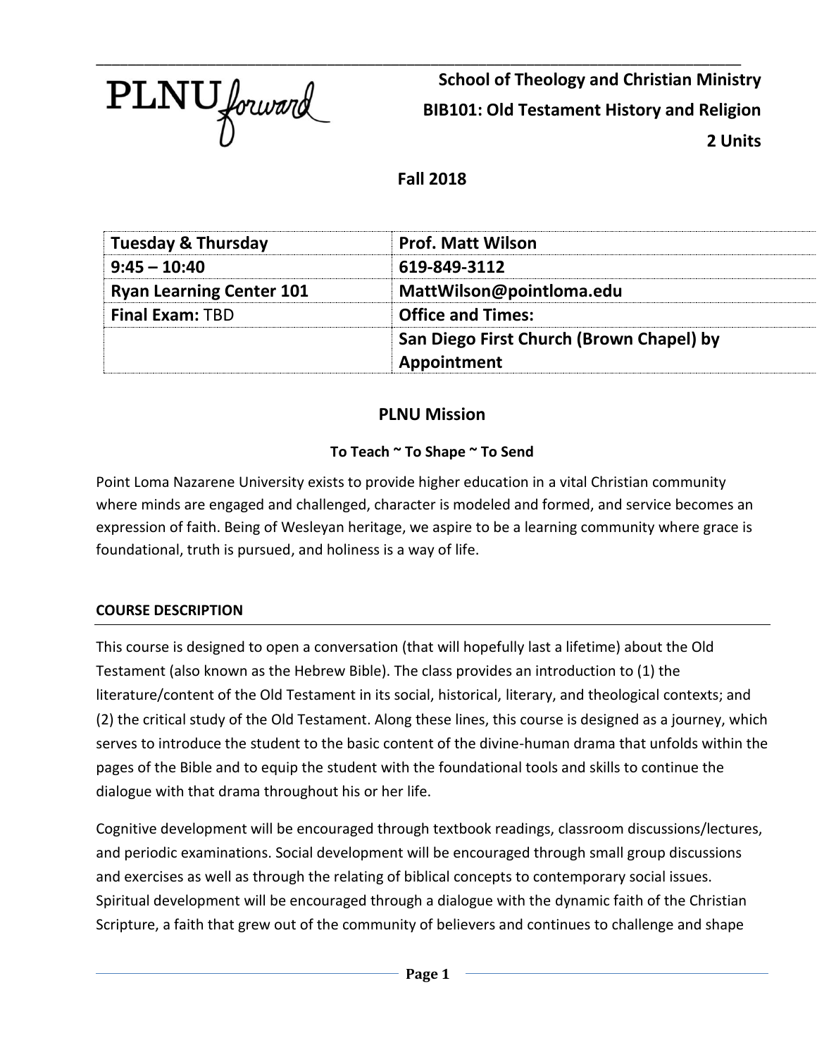PLNU forward

**School of Theology and Christian Ministry**

**BIB101: Old Testament History and Religion**

**2 Units**

**Fall 2018**

| Tuesday & Thursday | Prof. Matt Wilson |
|---|---|
| 9:45 – 10:40 | 619-849-3112 |
| Ryan Learning Center 101 | MattWilson@pointloma.edu |
| **Final Exam:** TBD | Office and Times: |
| | San Diego First Church (Brown Chapel) by Appointment |

## PLNU Mission

**To Teach ~ To Shape ~ To Send**

Point Loma Nazarene University exists to provide higher education in a vital Christian community where minds are engaged and challenged, character is modeled and formed, and service becomes an expression of faith. Being of Wesleyan heritage, we aspire to be a learning community where grace is foundational, truth is pursued, and holiness is a way of life.

### COURSE DESCRIPTION

This course is designed to open a conversation (that will hopefully last a lifetime) about the Old Testament (also known as the Hebrew Bible). The class provides an introduction to (1) the literature/content of the Old Testament in its social, historical, literary, and theological contexts; and (2) the critical study of the Old Testament. Along these lines, this course is designed as a journey, which serves to introduce the student to the basic content of the divine-human drama that unfolds within the pages of the Bible and to equip the student with the foundational tools and skills to continue the dialogue with that drama throughout his or her life.

Cognitive development will be encouraged through textbook readings, classroom discussions/lectures, and periodic examinations. Social development will be encouraged through small group discussions and exercises as well as through the relating of biblical concepts to contemporary social issues. Spiritual development will be encouraged through a dialogue with the dynamic faith of the Christian Scripture, a faith that grew out of the community of believers and continues to challenge and shape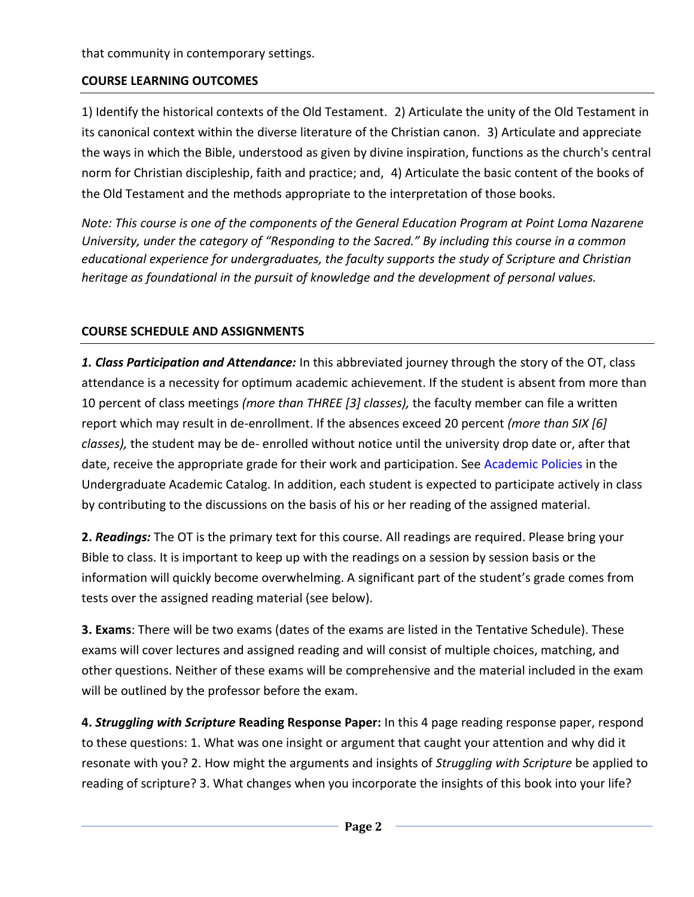that community in contemporary settings.

## COURSE LEARNING OUTCOMES

1) Identify the historical contexts of the Old Testament. 2) Articulate the unity of the Old Testament in its canonical context within the diverse literature of the Christian canon. 3) Articulate and appreciate the ways in which the Bible, understood as given by divine inspiration, functions as the church's central norm for Christian discipleship, faith and practice; and, 4) Articulate the basic content of the books of the Old Testament and the methods appropriate to the interpretation of those books.

*Note: This course is one of the components of the General Education Program at Point Loma Nazarene University, under the category of "Responding to the Sacred." By including this course in a common educational experience for undergraduates, the faculty supports the study of Scripture and Christian heritage as foundational in the pursuit of knowledge and the development of personal values.*

## COURSE SCHEDULE AND ASSIGNMENTS

***1. Class Participation and Attendance:*** In this abbreviated journey through the story of the OT, class attendance is a necessity for optimum academic achievement. If the student is absent from more than 10 percent of class meetings *(more than THREE [3] classes),* the faculty member can file a written report which may result in de-enrollment. If the absences exceed 20 percent *(more than SIX [6] classes),* the student may be de- enrolled without notice until the university drop date or, after that date, receive the appropriate grade for their work and participation. See Academic Policies in the Undergraduate Academic Catalog. In addition, each student is expected to participate actively in class by contributing to the discussions on the basis of his or her reading of the assigned material.

**2. *Readings:*** The OT is the primary text for this course. All readings are required. Please bring your Bible to class. It is important to keep up with the readings on a session by session basis or the information will quickly become overwhelming. A significant part of the student's grade comes from tests over the assigned reading material (see below).

**3. Exams**: There will be two exams (dates of the exams are listed in the Tentative Schedule). These exams will cover lectures and assigned reading and will consist of multiple choices, matching, and other questions. Neither of these exams will be comprehensive and the material included in the exam will be outlined by the professor before the exam.

**4. *Struggling with Scripture* Reading Response Paper:** In this 4 page reading response paper, respond to these questions: 1. What was one insight or argument that caught your attention and why did it resonate with you? 2. How might the arguments and insights of *Struggling with Scripture* be applied to reading of scripture? 3. What changes when you incorporate the insights of this book into your life?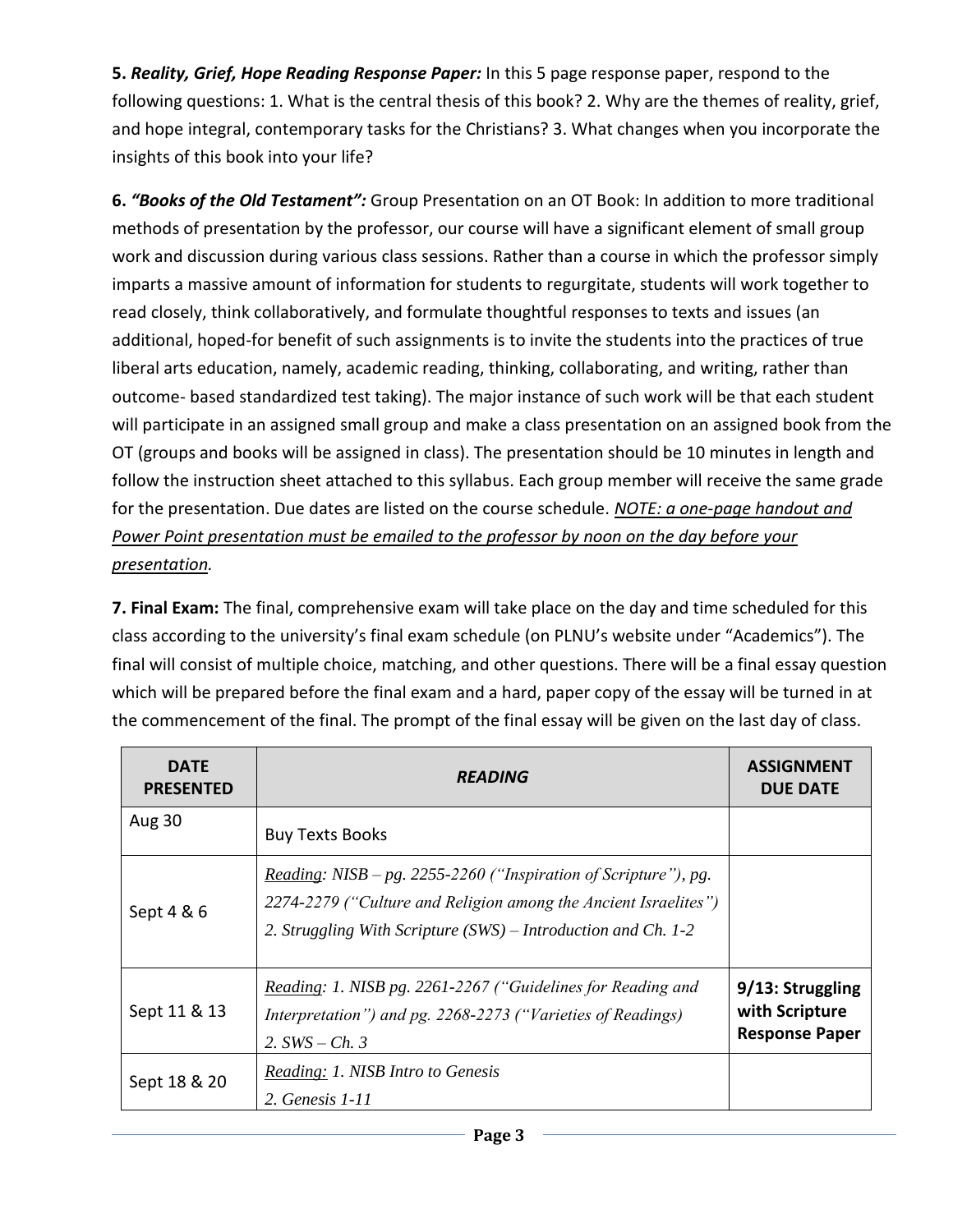**5. *Reality, Grief, Hope Reading Response Paper:*** In this 5 page response paper, respond to the following questions: 1. What is the central thesis of this book? 2. Why are the themes of reality, grief, and hope integral, contemporary tasks for the Christians? 3. What changes when you incorporate the insights of this book into your life?

**6. *"Books of the Old Testament":*** Group Presentation on an OT Book: In addition to more traditional methods of presentation by the professor, our course will have a significant element of small group work and discussion during various class sessions. Rather than a course in which the professor simply imparts a massive amount of information for students to regurgitate, students will work together to read closely, think collaboratively, and formulate thoughtful responses to texts and issues (an additional, hoped-for benefit of such assignments is to invite the students into the practices of true liberal arts education, namely, academic reading, thinking, collaborating, and writing, rather than outcome- based standardized test taking). The major instance of such work will be that each student will participate in an assigned small group and make a class presentation on an assigned book from the OT (groups and books will be assigned in class). The presentation should be 10 minutes in length and follow the instruction sheet attached to this syllabus. Each group member will receive the same grade for the presentation. Due dates are listed on the course schedule. *NOTE: a one-page handout and Power Point presentation must be emailed to the professor by noon on the day before your presentation.*

**7. Final Exam:** The final, comprehensive exam will take place on the day and time scheduled for this class according to the university's final exam schedule (on PLNU's website under "Academics"). The final will consist of multiple choice, matching, and other questions. There will be a final essay question which will be prepared before the final exam and a hard, paper copy of the essay will be turned in at the commencement of the final. The prompt of the final essay will be given on the last day of class.

| DATE PRESENTED | *READING* | ASSIGNMENT DUE DATE |
|---|---|---|
| Aug 30 | Buy Texts Books | |
| Sept 4 & 6 | *Reading: NISB – pg. 2255-2260 ("Inspiration of Scripture"), pg. 2274-2279 ("Culture and Religion among the Ancient Israelites") 2. Struggling With Scripture (SWS) – Introduction and Ch. 1-2* | |
| Sept 11 & 13 | *Reading: 1. NISB pg. 2261-2267 ("Guidelines for Reading and Interpretation") and pg. 2268-2273 ("Varieties of Readings) 2. SWS – Ch. 3* | **9/13: Struggling with Scripture Response Paper** |
| Sept 18 & 20 | *Reading: 1. NISB Intro to Genesis 2. Genesis 1-11* | |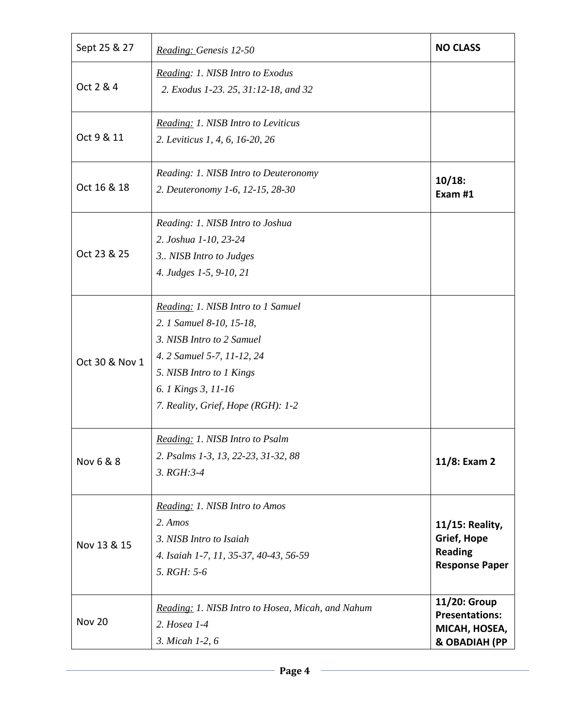| | | |
|---|---|---|
| Sept 25 & 27 | *Reading: Genesis 12-50* | **NO CLASS** |
| Oct 2 & 4 | *Reading: 1. NISB Intro to Exodus*<br>*2. Exodus 1-23. 25, 31:12-18, and 32* | |
| Oct 9 & 11 | *Reading: 1. NISB Intro to Leviticus*<br>*2. Leviticus 1, 4, 6, 16-20, 26* | |
| Oct 16 & 18 | *Reading: 1. NISB Intro to Deuteronomy*<br>*2. Deuteronomy 1-6, 12-15, 28-30* | **10/18: Exam #1** |
| Oct 23 & 25 | *Reading: 1. NISB Intro to Joshua*<br>*2. Joshua 1-10, 23-24*<br>*3.. NISB Intro to Judges*<br>*4. Judges 1-5, 9-10, 21* | |
| Oct 30 & Nov 1 | *Reading: 1. NISB Intro to 1 Samuel*<br>*2. 1 Samuel 8-10, 15-18,*<br>*3. NISB Intro to 2 Samuel*<br>*4. 2 Samuel 5-7, 11-12, 24*<br>*5. NISB Intro to 1 Kings*<br>*6. 1 Kings 3, 11-16*<br>*7. Reality, Grief, Hope (RGH): 1-2* | |
| Nov 6 & 8 | *Reading: 1. NISB Intro to Psalm*<br>*2. Psalms 1-3, 13, 22-23, 31-32, 88*<br>*3. RGH:3-4* | **11/8: Exam 2** |
| Nov 13 & 15 | *Reading: 1. NISB Intro to Amos*<br>*2. Amos*<br>*3. NISB Intro to Isaiah*<br>*4. Isaiah 1-7, 11, 35-37, 40-43, 56-59*<br>*5. RGH: 5-6* | **11/15: Reality, Grief, Hope Reading Response Paper** |
| Nov 20 | *Reading: 1. NISB Intro to Hosea, Micah, and Nahum*<br>*2. Hosea 1-4*<br>*3. Micah 1-2, 6* | **11/20: Group Presentations: MICAH, HOSEA, & OBADIAH (PP** |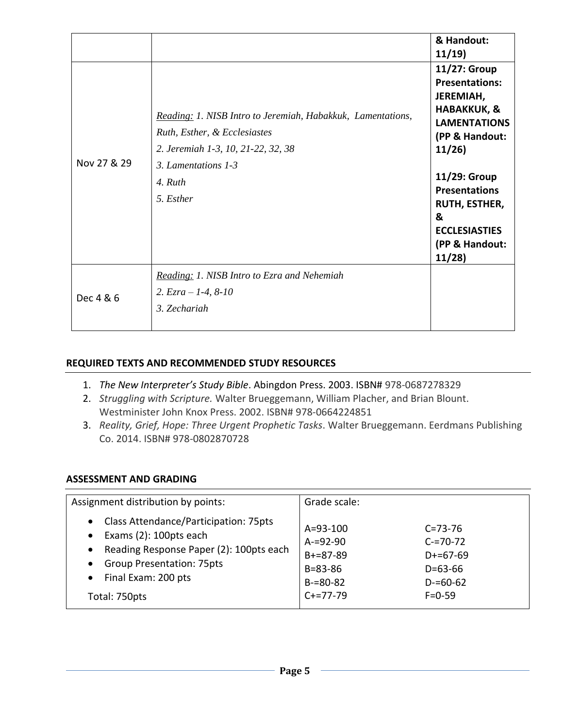| | | |
|---|---|---|
| | | **& Handout: 11/19)** |
| Nov 27 & 29 | <u>Reading:</u> *1. NISB Intro to Jeremiah, Habakkuk, Lamentations, Ruth, Esther, & Ecclesiastes*<br>*2. Jeremiah 1-3, 10, 21-22, 32, 38*<br>*3. Lamentations 1-3*<br>*4. Ruth*<br>*5. Esther* | **11/27: Group Presentations: JEREMIAH, HABAKKUK, & LAMENTATIONS (PP & Handout: 11/26)**<br><br>**11/29: Group Presentations RUTH, ESTHER, & ECCLESIASTIES (PP & Handout: 11/28)** |
| Dec 4 & 6 | <u>Reading:</u> *1. NISB Intro to Ezra and Nehemiah*<br>*2. Ezra – 1-4, 8-10*<br>*3. Zechariah* | |

## REQUIRED TEXTS AND RECOMMENDED STUDY RESOURCES

1. *The New Interpreter's Study Bible*. Abingdon Press. 2003. ISBN# 978-0687278329
2. *Struggling with Scripture.* Walter Brueggemann, William Placher, and Brian Blount. Westminister John Knox Press. 2002. ISBN# 978-0664224851
3. *Reality, Grief, Hope: Three Urgent Prophetic Tasks*. Walter Brueggemann. Eerdmans Publishing Co. 2014. ISBN# 978-0802870728

## ASSESSMENT AND GRADING

| Assignment distribution by points: | Grade scale: | |
|---|---|---|
| • Class Attendance/Participation: 75pts<br>• Exams (2): 100pts each<br>• Reading Response Paper (2): 100pts each<br>• Group Presentation: 75pts<br>• Final Exam: 200 pts<br><br>Total: 750pts | A=93-100<br>A-=92-90<br>B+=87-89<br>B=83-86<br>B-=80-82<br>C+=77-79 | C=73-76<br>C-=70-72<br>D+=67-69<br>D=63-66<br>D-=60-62<br>F=0-59 |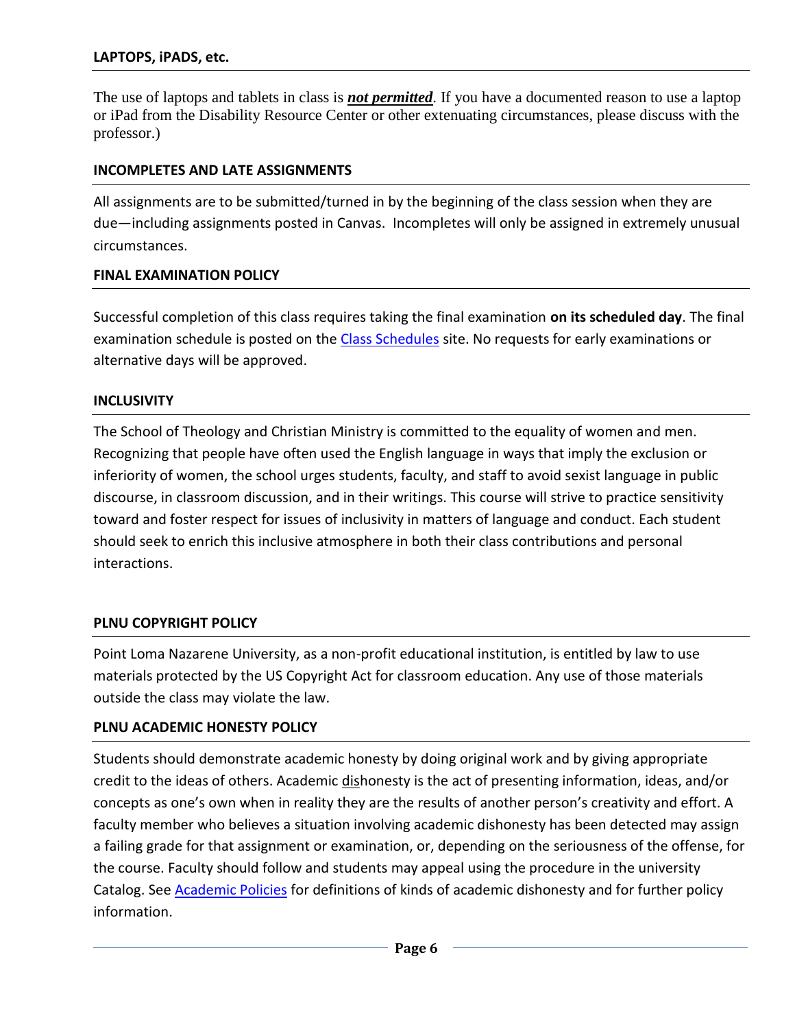## LAPTOPS, iPADS, etc.

The use of laptops and tablets in class is ***not permitted***. If you have a documented reason to use a laptop or iPad from the Disability Resource Center or other extenuating circumstances, please discuss with the professor.)

## INCOMPLETES AND LATE ASSIGNMENTS

All assignments are to be submitted/turned in by the beginning of the class session when they are due—including assignments posted in Canvas. Incompletes will only be assigned in extremely unusual circumstances.

## FINAL EXAMINATION POLICY

Successful completion of this class requires taking the final examination **on its scheduled day**. The final examination schedule is posted on the Class Schedules site. No requests for early examinations or alternative days will be approved.

## INCLUSIVITY

The School of Theology and Christian Ministry is committed to the equality of women and men. Recognizing that people have often used the English language in ways that imply the exclusion or inferiority of women, the school urges students, faculty, and staff to avoid sexist language in public discourse, in classroom discussion, and in their writings. This course will strive to practice sensitivity toward and foster respect for issues of inclusivity in matters of language and conduct. Each student should seek to enrich this inclusive atmosphere in both their class contributions and personal interactions.

## PLNU COPYRIGHT POLICY

Point Loma Nazarene University, as a non-profit educational institution, is entitled by law to use materials protected by the US Copyright Act for classroom education. Any use of those materials outside the class may violate the law.

## PLNU ACADEMIC HONESTY POLICY

Students should demonstrate academic honesty by doing original work and by giving appropriate credit to the ideas of others. Academic <u>dis</u>honesty is the act of presenting information, ideas, and/or concepts as one's own when in reality they are the results of another person's creativity and effort. A faculty member who believes a situation involving academic dishonesty has been detected may assign a failing grade for that assignment or examination, or, depending on the seriousness of the offense, for the course. Faculty should follow and students may appeal using the procedure in the university Catalog. See Academic Policies for definitions of kinds of academic dishonesty and for further policy information.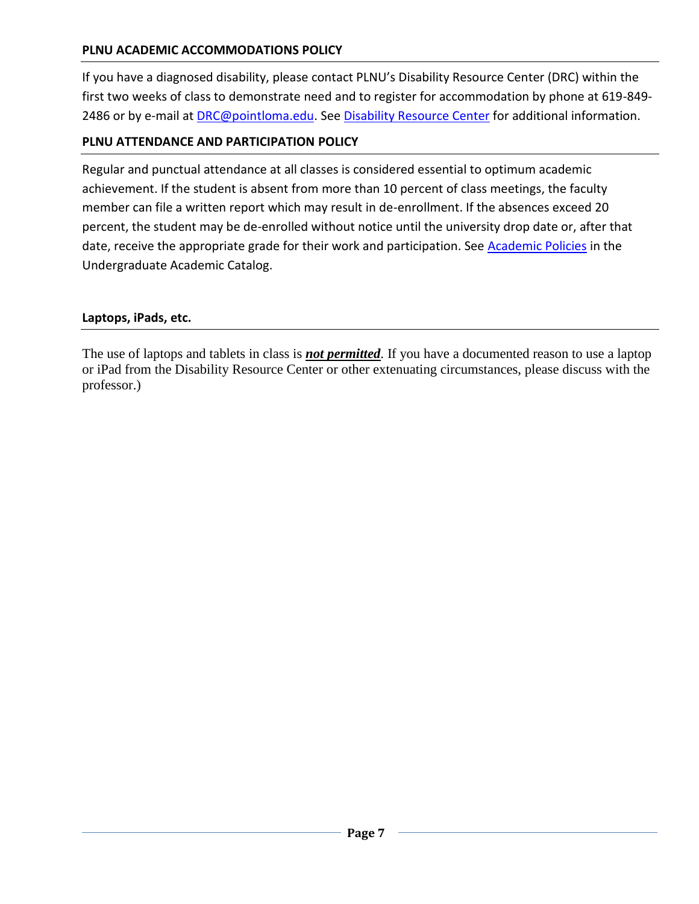### PLNU ACADEMIC ACCOMMODATIONS POLICY

If you have a diagnosed disability, please contact PLNU's Disability Resource Center (DRC) within the first two weeks of class to demonstrate need and to register for accommodation by phone at 619-849-2486 or by e-mail at DRC@pointloma.edu. See Disability Resource Center for additional information.

### PLNU ATTENDANCE AND PARTICIPATION POLICY

Regular and punctual attendance at all classes is considered essential to optimum academic achievement. If the student is absent from more than 10 percent of class meetings, the faculty member can file a written report which may result in de-enrollment. If the absences exceed 20 percent, the student may be de-enrolled without notice until the university drop date or, after that date, receive the appropriate grade for their work and participation. See Academic Policies in the Undergraduate Academic Catalog.

### Laptops, iPads, etc.

The use of laptops and tablets in class is ***not permitted***. If you have a documented reason to use a laptop or iPad from the Disability Resource Center or other extenuating circumstances, please discuss with the professor.)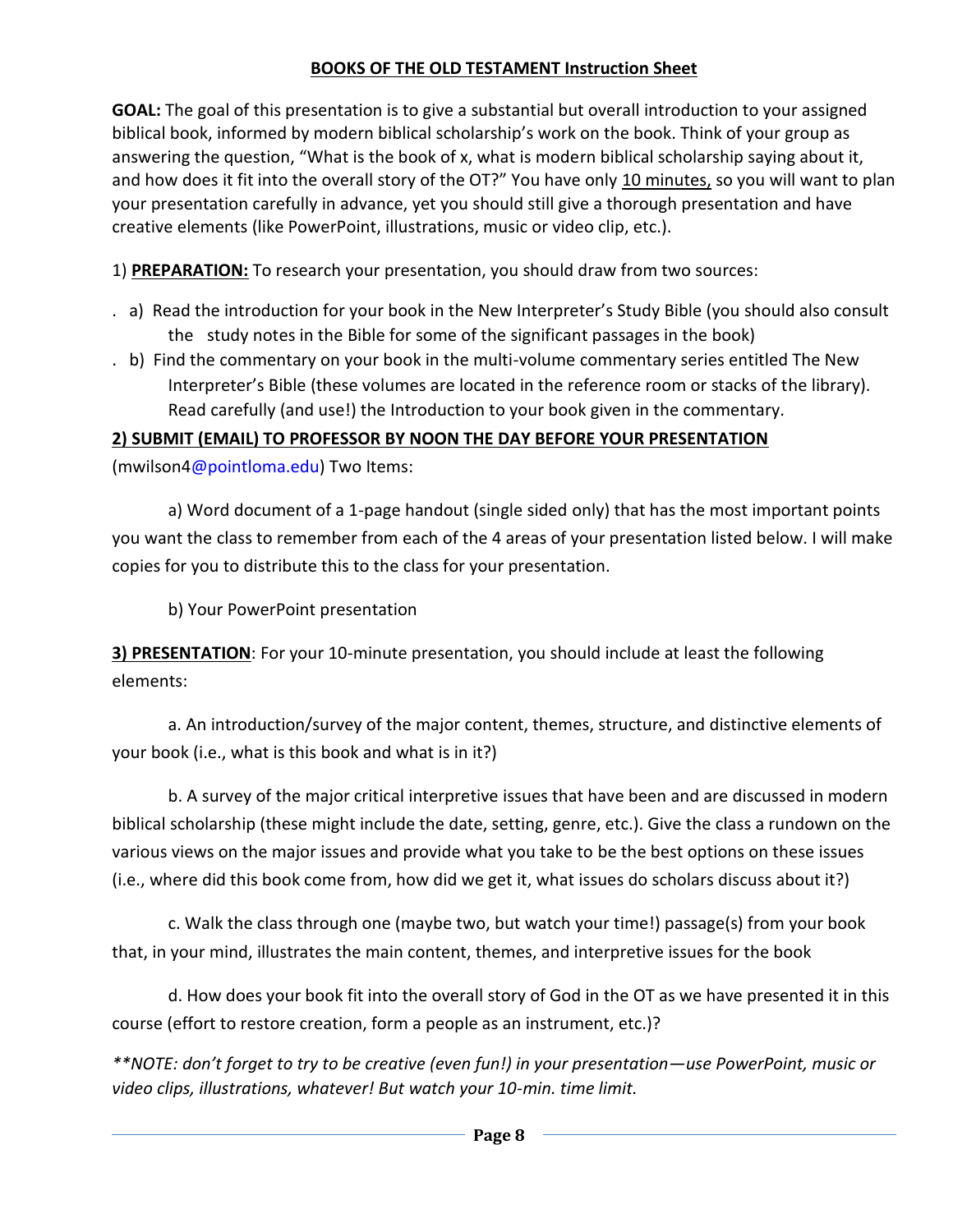**BOOKS OF THE OLD TESTAMENT Instruction Sheet**

**GOAL:** The goal of this presentation is to give a substantial but overall introduction to your assigned biblical book, informed by modern biblical scholarship's work on the book. Think of your group as answering the question, "What is the book of x, what is modern biblical scholarship saying about it, and how does it fit into the overall story of the OT?" You have only 10 minutes, so you will want to plan your presentation carefully in advance, yet you should still give a thorough presentation and have creative elements (like PowerPoint, illustrations, music or video clip, etc.).

1) **PREPARATION:** To research your presentation, you should draw from two sources:

a) Read the introduction for your book in the New Interpreter's Study Bible (you should also consult the study notes in the Bible for some of the significant passages in the book)

b) Find the commentary on your book in the multi-volume commentary series entitled The New Interpreter's Bible (these volumes are located in the reference room or stacks of the library). Read carefully (and use!) the Introduction to your book given in the commentary.

**2) SUBMIT (EMAIL) TO PROFESSOR BY NOON THE DAY BEFORE YOUR PRESENTATION**

(mwilson4@pointloma.edu) Two Items:

a) Word document of a 1-page handout (single sided only) that has the most important points you want the class to remember from each of the 4 areas of your presentation listed below. I will make copies for you to distribute this to the class for your presentation.

b) Your PowerPoint presentation

**3) PRESENTATION**: For your 10-minute presentation, you should include at least the following elements:

a. An introduction/survey of the major content, themes, structure, and distinctive elements of your book (i.e., what is this book and what is in it?)

b. A survey of the major critical interpretive issues that have been and are discussed in modern biblical scholarship (these might include the date, setting, genre, etc.). Give the class a rundown on the various views on the major issues and provide what you take to be the best options on these issues (i.e., where did this book come from, how did we get it, what issues do scholars discuss about it?)

c. Walk the class through one (maybe two, but watch your time!) passage(s) from your book that, in your mind, illustrates the main content, themes, and interpretive issues for the book

d. How does your book fit into the overall story of God in the OT as we have presented it in this course (effort to restore creation, form a people as an instrument, etc.)?

*\*\*NOTE: don't forget to try to be creative (even fun!) in your presentation—use PowerPoint, music or video clips, illustrations, whatever! But watch your 10-min. time limit.*